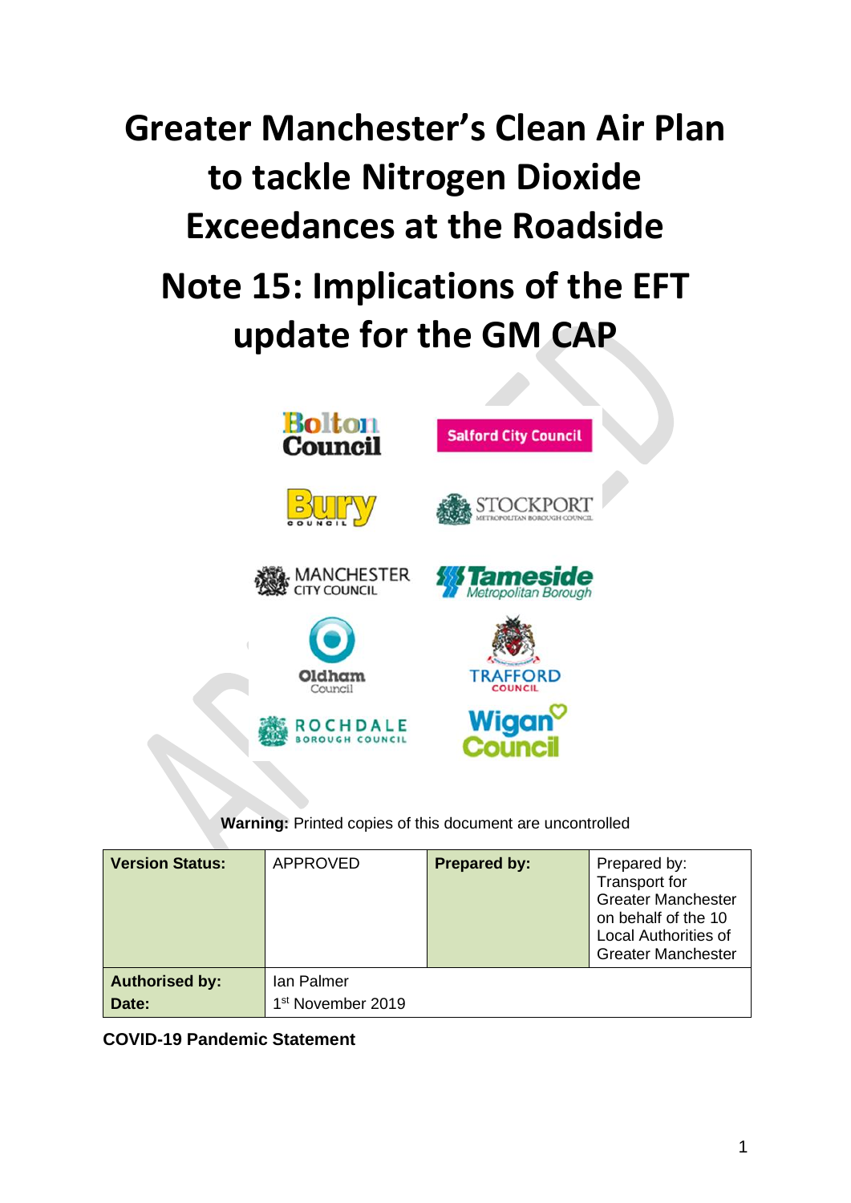# Greater Manchester's Clean Air Plan to tackle Nitrogen Dioxide Exceedances at the Roadside

# Note 15: Implications of the EFT update for the GM CAP

Bolton Council

Salford City Council

Bury Council

Stockport Metropolitan Borough Council

Manchester City Council

Tameside Metropolitan Borough

Oldham Council

Trafford Council

Rochdale Borough Council

Wigan Council

**Warning:** Printed copies of this document are uncontrolled

| | | | |
|---|---|---|---|
| **Version Status:** | APPROVED | **Prepared by:** | Prepared by: Transport for Greater Manchester on behalf of the 10 Local Authorities of Greater Manchester |
| **Authorised by:** **Date:** | Ian Palmer 1st November 2019 | | |

**COVID-19 Pandemic Statement**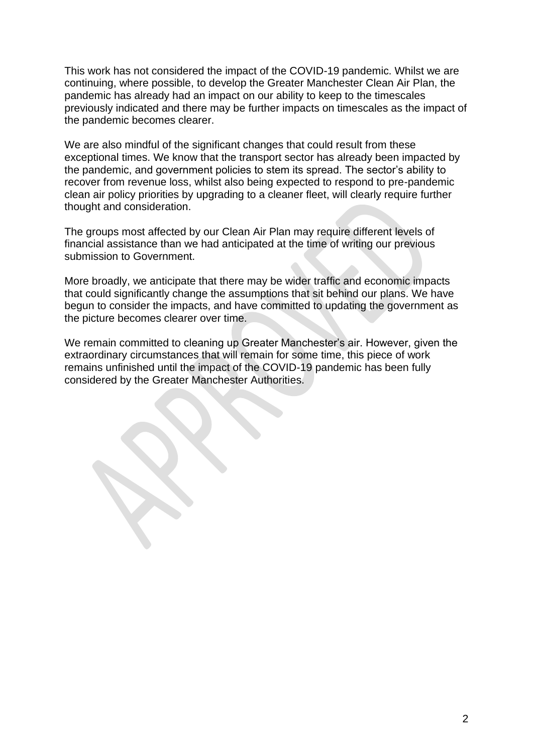This work has not considered the impact of the COVID-19 pandemic. Whilst we are continuing, where possible, to develop the Greater Manchester Clean Air Plan, the pandemic has already had an impact on our ability to keep to the timescales previously indicated and there may be further impacts on timescales as the impact of the pandemic becomes clearer.

We are also mindful of the significant changes that could result from these exceptional times. We know that the transport sector has already been impacted by the pandemic, and government policies to stem its spread. The sector's ability to recover from revenue loss, whilst also being expected to respond to pre-pandemic clean air policy priorities by upgrading to a cleaner fleet, will clearly require further thought and consideration.

The groups most affected by our Clean Air Plan may require different levels of financial assistance than we had anticipated at the time of writing our previous submission to Government.

More broadly, we anticipate that there may be wider traffic and economic impacts that could significantly change the assumptions that sit behind our plans. We have begun to consider the impacts, and have committed to updating the government as the picture becomes clearer over time.

We remain committed to cleaning up Greater Manchester's air. However, given the extraordinary circumstances that will remain for some time, this piece of work remains unfinished until the impact of the COVID-19 pandemic has been fully considered by the Greater Manchester Authorities.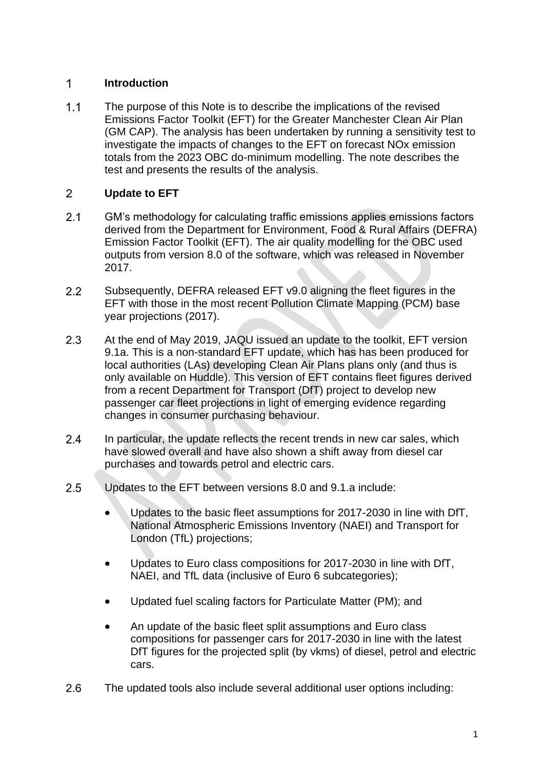## 1 Introduction

1.1 The purpose of this Note is to describe the implications of the revised Emissions Factor Toolkit (EFT) for the Greater Manchester Clean Air Plan (GM CAP). The analysis has been undertaken by running a sensitivity test to investigate the impacts of changes to the EFT on forecast NOx emission totals from the 2023 OBC do-minimum modelling. The note describes the test and presents the results of the analysis.

## 2 Update to EFT

2.1 GM's methodology for calculating traffic emissions applies emissions factors derived from the Department for Environment, Food & Rural Affairs (DEFRA) Emission Factor Toolkit (EFT). The air quality modelling for the OBC used outputs from version 8.0 of the software, which was released in November 2017.

2.2 Subsequently, DEFRA released EFT v9.0 aligning the fleet figures in the EFT with those in the most recent Pollution Climate Mapping (PCM) base year projections (2017).

2.3 At the end of May 2019, JAQU issued an update to the toolkit, EFT version 9.1a. This is a non-standard EFT update, which has has been produced for local authorities (LAs) developing Clean Air Plans plans only (and thus is only available on Huddle). This version of EFT contains fleet figures derived from a recent Department for Transport (DfT) project to develop new passenger car fleet projections in light of emerging evidence regarding changes in consumer purchasing behaviour.

2.4 In particular, the update reflects the recent trends in new car sales, which have slowed overall and have also shown a shift away from diesel car purchases and towards petrol and electric cars.

2.5 Updates to the EFT between versions 8.0 and 9.1.a include:

- Updates to the basic fleet assumptions for 2017-2030 in line with DfT, National Atmospheric Emissions Inventory (NAEI) and Transport for London (TfL) projections;
- Updates to Euro class compositions for 2017-2030 in line with DfT, NAEI, and TfL data (inclusive of Euro 6 subcategories);
- Updated fuel scaling factors for Particulate Matter (PM); and
- An update of the basic fleet split assumptions and Euro class compositions for passenger cars for 2017-2030 in line with the latest DfT figures for the projected split (by vkms) of diesel, petrol and electric cars.

2.6 The updated tools also include several additional user options including: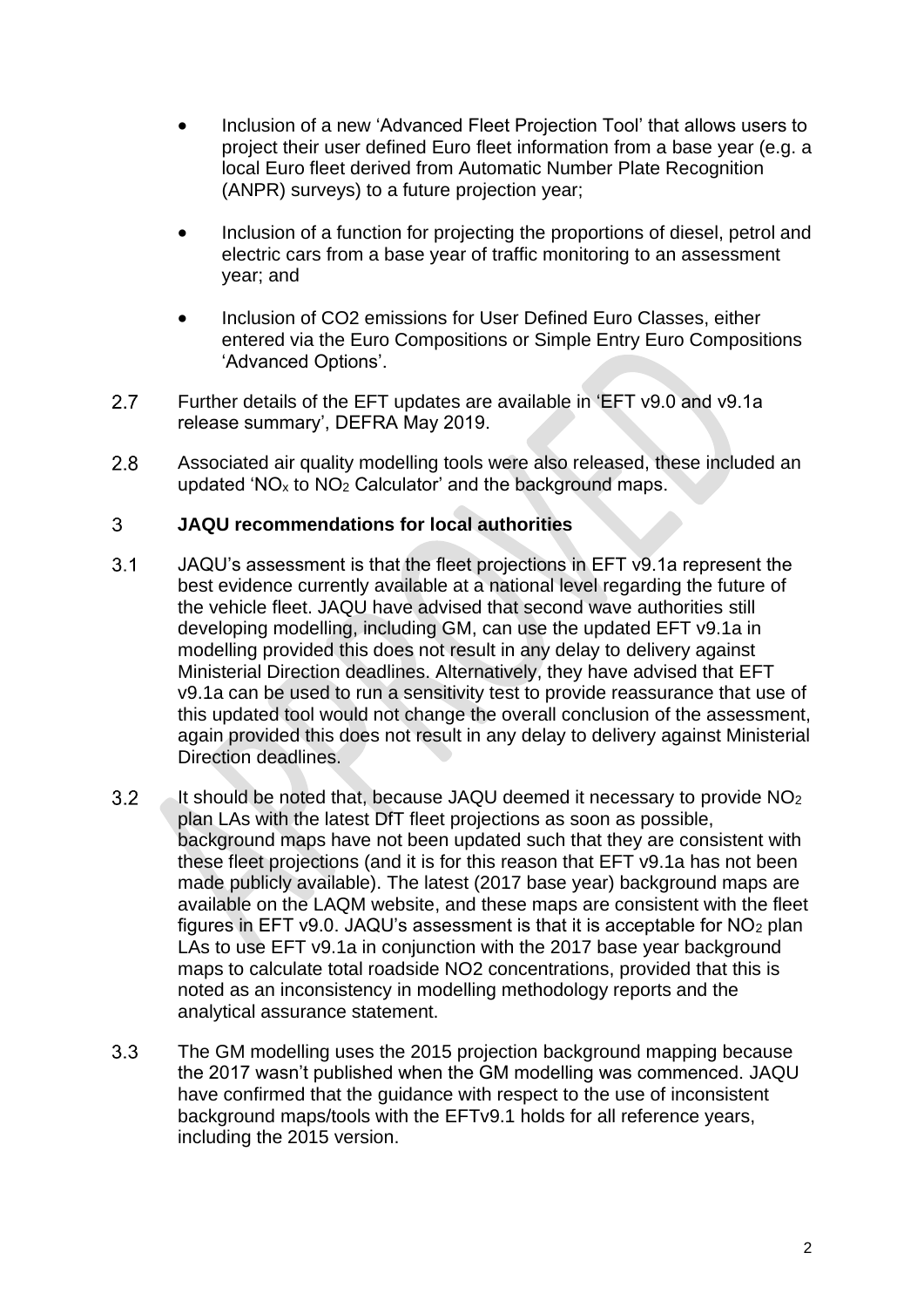- Inclusion of a new 'Advanced Fleet Projection Tool' that allows users to project their user defined Euro fleet information from a base year (e.g. a local Euro fleet derived from Automatic Number Plate Recognition (ANPR) surveys) to a future projection year;

- Inclusion of a function for projecting the proportions of diesel, petrol and electric cars from a base year of traffic monitoring to an assessment year; and

- Inclusion of CO2 emissions for User Defined Euro Classes, either entered via the Euro Compositions or Simple Entry Euro Compositions 'Advanced Options'.

2.7 Further details of the EFT updates are available in 'EFT v9.0 and v9.1a release summary', DEFRA May 2019.

2.8 Associated air quality modelling tools were also released, these included an updated '$NO_x$ to $NO_2$ Calculator' and the background maps.

## 3 JAQU recommendations for local authorities

3.1 JAQU's assessment is that the fleet projections in EFT v9.1a represent the best evidence currently available at a national level regarding the future of the vehicle fleet. JAQU have advised that second wave authorities still developing modelling, including GM, can use the updated EFT v9.1a in modelling provided this does not result in any delay to delivery against Ministerial Direction deadlines. Alternatively, they have advised that EFT v9.1a can be used to run a sensitivity test to provide reassurance that use of this updated tool would not change the overall conclusion of the assessment, again provided this does not result in any delay to delivery against Ministerial Direction deadlines.

3.2 It should be noted that, because JAQU deemed it necessary to provide $NO_2$ plan LAs with the latest DfT fleet projections as soon as possible, background maps have not been updated such that they are consistent with these fleet projections (and it is for this reason that EFT v9.1a has not been made publicly available). The latest (2017 base year) background maps are available on the LAQM website, and these maps are consistent with the fleet figures in EFT v9.0. JAQU's assessment is that it is acceptable for $NO_2$ plan LAs to use EFT v9.1a in conjunction with the 2017 base year background maps to calculate total roadside NO2 concentrations, provided that this is noted as an inconsistency in modelling methodology reports and the analytical assurance statement.

3.3 The GM modelling uses the 2015 projection background mapping because the 2017 wasn't published when the GM modelling was commenced. JAQU have confirmed that the guidance with respect to the use of inconsistent background maps/tools with the EFTv9.1 holds for all reference years, including the 2015 version.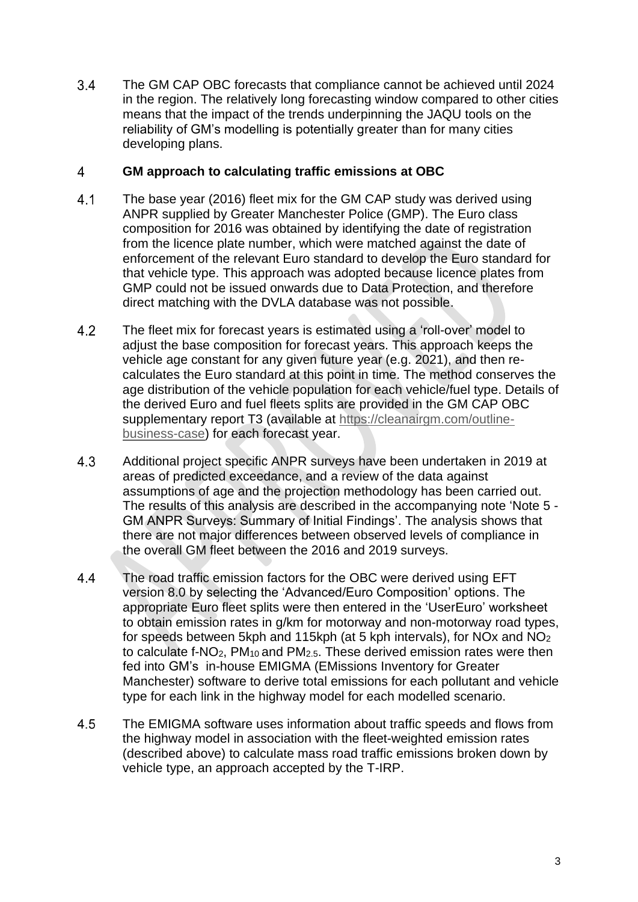3.4 The GM CAP OBC forecasts that compliance cannot be achieved until 2024 in the region. The relatively long forecasting window compared to other cities means that the impact of the trends underpinning the JAQU tools on the reliability of GM's modelling is potentially greater than for many cities developing plans.

## 4 GM approach to calculating traffic emissions at OBC

4.1 The base year (2016) fleet mix for the GM CAP study was derived using ANPR supplied by Greater Manchester Police (GMP). The Euro class composition for 2016 was obtained by identifying the date of registration from the licence plate number, which were matched against the date of enforcement of the relevant Euro standard to develop the Euro standard for that vehicle type. This approach was adopted because licence plates from GMP could not be issued onwards due to Data Protection, and therefore direct matching with the DVLA database was not possible.

4.2 The fleet mix for forecast years is estimated using a 'roll-over' model to adjust the base composition for forecast years. This approach keeps the vehicle age constant for any given future year (e.g. 2021), and then re-calculates the Euro standard at this point in time. The method conserves the age distribution of the vehicle population for each vehicle/fuel type. Details of the derived Euro and fuel fleets splits are provided in the GM CAP OBC supplementary report T3 (available at [https://cleanairgm.com/outline-business-case](https://cleanairgm.com/outline-business-case)) for each forecast year.

4.3 Additional project specific ANPR surveys have been undertaken in 2019 at areas of predicted exceedance, and a review of the data against assumptions of age and the projection methodology has been carried out. The results of this analysis are described in the accompanying note 'Note 5 - GM ANPR Surveys: Summary of Initial Findings'. The analysis shows that there are not major differences between observed levels of compliance in the overall GM fleet between the 2016 and 2019 surveys.

4.4 The road traffic emission factors for the OBC were derived using EFT version 8.0 by selecting the 'Advanced/Euro Composition' options. The appropriate Euro fleet splits were then entered in the 'UserEuro' worksheet to obtain emission rates in g/km for motorway and non-motorway road types, for speeds between 5kph and 115kph (at 5 kph intervals), for NOx and $NO_2$ to calculate f-$NO_2$, $PM_{10}$ and $PM_{2.5}$. These derived emission rates were then fed into GM's in-house EMIGMA (EMissions Inventory for Greater Manchester) software to derive total emissions for each pollutant and vehicle type for each link in the highway model for each modelled scenario.

4.5 The EMIGMA software uses information about traffic speeds and flows from the highway model in association with the fleet-weighted emission rates (described above) to calculate mass road traffic emissions broken down by vehicle type, an approach accepted by the T-IRP.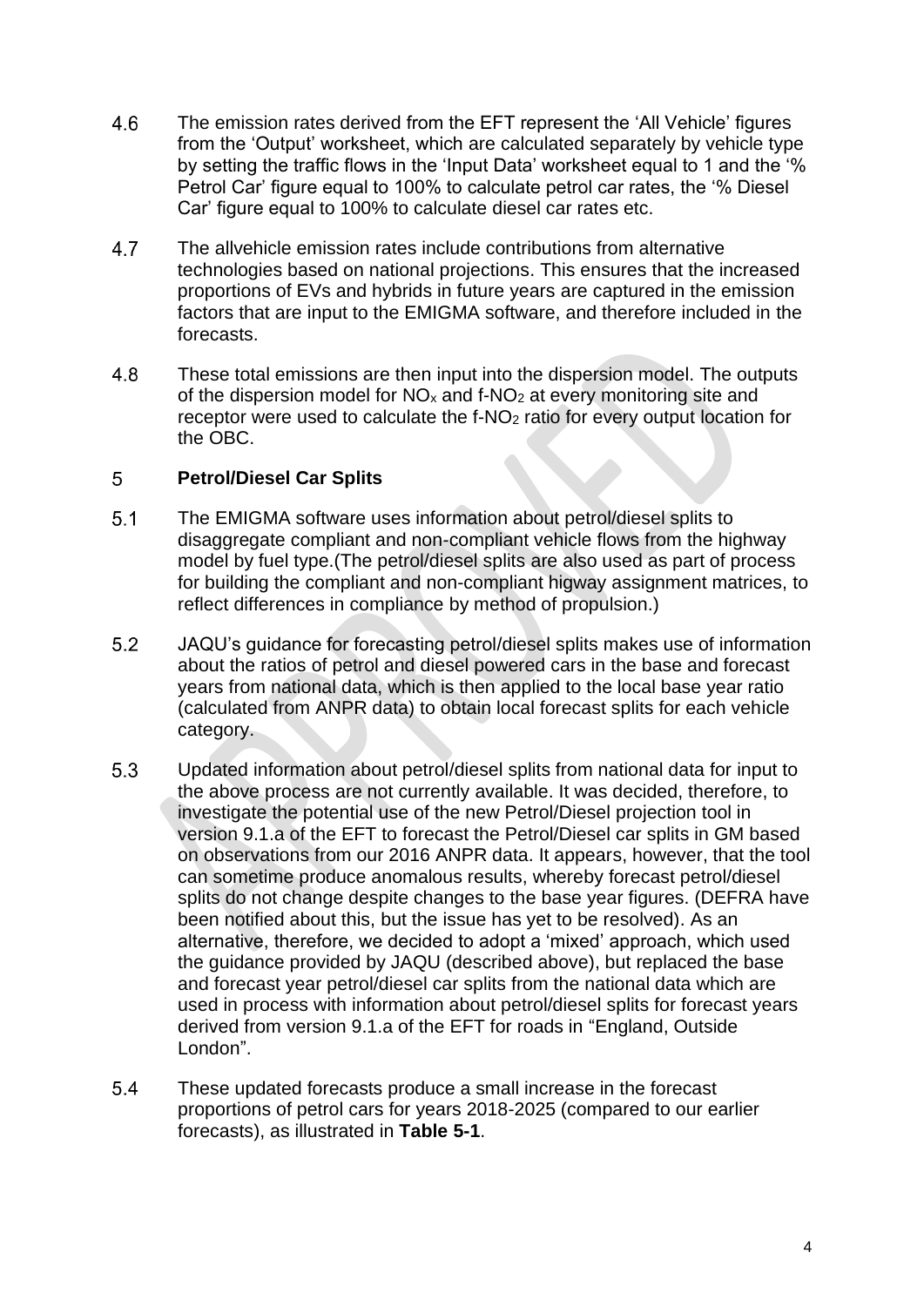4.6 The emission rates derived from the EFT represent the 'All Vehicle' figures from the 'Output' worksheet, which are calculated separately by vehicle type by setting the traffic flows in the 'Input Data' worksheet equal to 1 and the '% Petrol Car' figure equal to 100% to calculate petrol car rates, the '% Diesel Car' figure equal to 100% to calculate diesel car rates etc.

4.7 The allvehicle emission rates include contributions from alternative technologies based on national projections. This ensures that the increased proportions of EVs and hybrids in future years are captured in the emission factors that are input to the EMIGMA software, and therefore included in the forecasts.

4.8 These total emissions are then input into the dispersion model. The outputs of the dispersion model for $NO_x$ and f-$NO_2$ at every monitoring site and receptor were used to calculate the f-$NO_2$ ratio for every output location for the OBC.

## 5 Petrol/Diesel Car Splits

5.1 The EMIGMA software uses information about petrol/diesel splits to disaggregate compliant and non-compliant vehicle flows from the highway model by fuel type.(The petrol/diesel splits are also used as part of process for building the compliant and non-compliant higway assignment matrices, to reflect differences in compliance by method of propulsion.)

5.2 JAQU's guidance for forecasting petrol/diesel splits makes use of information about the ratios of petrol and diesel powered cars in the base and forecast years from national data, which is then applied to the local base year ratio (calculated from ANPR data) to obtain local forecast splits for each vehicle category.

5.3 Updated information about petrol/diesel splits from national data for input to the above process are not currently available. It was decided, therefore, to investigate the potential use of the new Petrol/Diesel projection tool in version 9.1.a of the EFT to forecast the Petrol/Diesel car splits in GM based on observations from our 2016 ANPR data. It appears, however, that the tool can sometime produce anomalous results, whereby forecast petrol/diesel splits do not change despite changes to the base year figures. (DEFRA have been notified about this, but the issue has yet to be resolved). As an alternative, therefore, we decided to adopt a 'mixed' approach, which used the guidance provided by JAQU (described above), but replaced the base and forecast year petrol/diesel car splits from the national data which are used in process with information about petrol/diesel splits for forecast years derived from version 9.1.a of the EFT for roads in "England, Outside London".

5.4 These updated forecasts produce a small increase in the forecast proportions of petrol cars for years 2018-2025 (compared to our earlier forecasts), as illustrated in **Table 5-1**.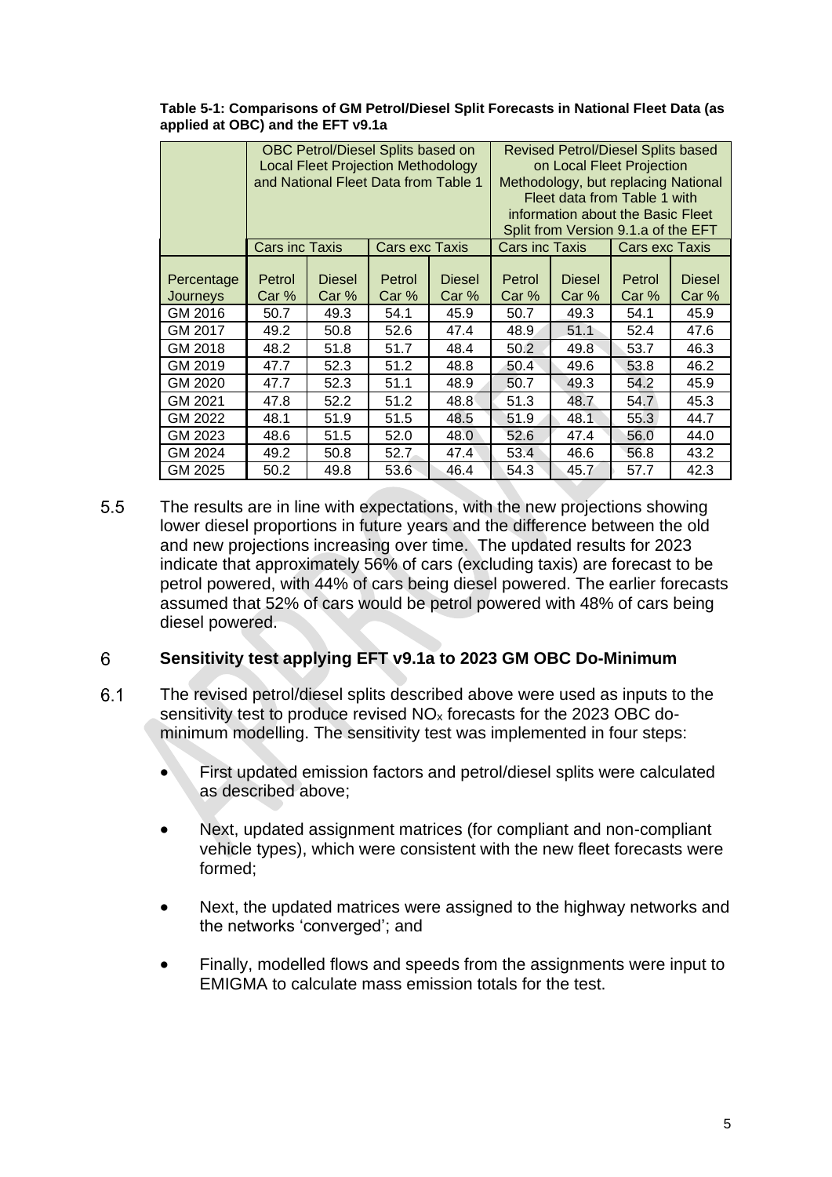**Table 5-1: Comparisons of GM Petrol/Diesel Split Forecasts in National Fleet Data (as applied at OBC) and the EFT v9.1a**

| | OBC Petrol/Diesel Splits based on Local Fleet Projection Methodology and National Fleet Data from Table 1 | | | | Revised Petrol/Diesel Splits based on Local Fleet Projection Methodology, but replacing National Fleet data from Table 1 with information about the Basic Fleet Split from Version 9.1.a of the EFT | | | |
|---|---|---|---|---|---|---|---|---|
| | Cars inc Taxis | | Cars exc Taxis | | Cars inc Taxis | | Cars exc Taxis | |
| Percentage Journeys | Petrol Car % | Diesel Car % | Petrol Car % | Diesel Car % | Petrol Car % | Diesel Car % | Petrol Car % | Diesel Car % |
| GM 2016 | 50.7 | 49.3 | 54.1 | 45.9 | 50.7 | 49.3 | 54.1 | 45.9 |
| GM 2017 | 49.2 | 50.8 | 52.6 | 47.4 | 48.9 | 51.1 | 52.4 | 47.6 |
| GM 2018 | 48.2 | 51.8 | 51.7 | 48.4 | 50.2 | 49.8 | 53.7 | 46.3 |
| GM 2019 | 47.7 | 52.3 | 51.2 | 48.8 | 50.4 | 49.6 | 53.8 | 46.2 |
| GM 2020 | 47.7 | 52.3 | 51.1 | 48.9 | 50.7 | 49.3 | 54.2 | 45.9 |
| GM 2021 | 47.8 | 52.2 | 51.2 | 48.8 | 51.3 | 48.7 | 54.7 | 45.3 |
| GM 2022 | 48.1 | 51.9 | 51.5 | 48.5 | 51.9 | 48.1 | 55.3 | 44.7 |
| GM 2023 | 48.6 | 51.5 | 52.0 | 48.0 | 52.6 | 47.4 | 56.0 | 44.0 |
| GM 2024 | 49.2 | 50.8 | 52.7 | 47.4 | 53.4 | 46.6 | 56.8 | 43.2 |
| GM 2025 | 50.2 | 49.8 | 53.6 | 46.4 | 54.3 | 45.7 | 57.7 | 42.3 |

5.5 The results are in line with expectations, with the new projections showing lower diesel proportions in future years and the difference between the old and new projections increasing over time. The updated results for 2023 indicate that approximately 56% of cars (excluding taxis) are forecast to be petrol powered, with 44% of cars being diesel powered. The earlier forecasts assumed that 52% of cars would be petrol powered with 48% of cars being diesel powered.

## 6 Sensitivity test applying EFT v9.1a to 2023 GM OBC Do-Minimum

6.1 The revised petrol/diesel splits described above were used as inputs to the sensitivity test to produce revised $NO_x$ forecasts for the 2023 OBC do-minimum modelling. The sensitivity test was implemented in four steps:

- First updated emission factors and petrol/diesel splits were calculated as described above;
- Next, updated assignment matrices (for compliant and non-compliant vehicle types), which were consistent with the new fleet forecasts were formed;
- Next, the updated matrices were assigned to the highway networks and the networks 'converged'; and
- Finally, modelled flows and speeds from the assignments were input to EMIGMA to calculate mass emission totals for the test.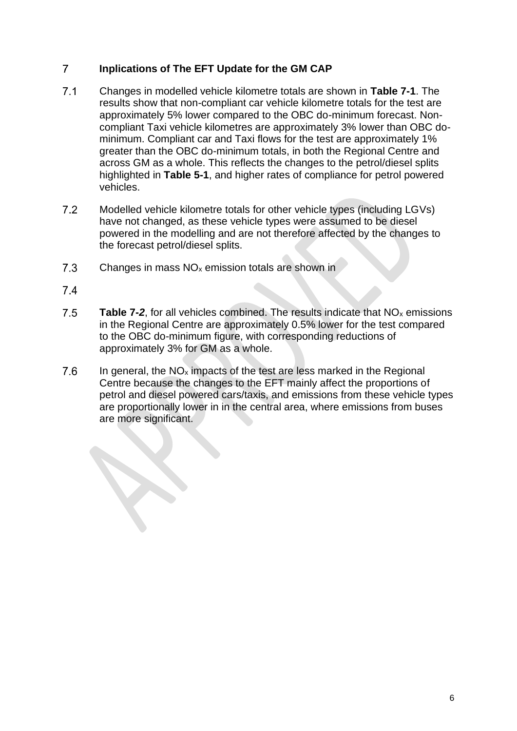## 7 Inplications of The EFT Update for the GM CAP

7.1 Changes in modelled vehicle kilometre totals are shown in **Table 7-1**. The results show that non-compliant car vehicle kilometre totals for the test are approximately 5% lower compared to the OBC do-minimum forecast. Non-compliant Taxi vehicle kilometres are approximately 3% lower than OBC do-minimum. Compliant car and Taxi flows for the test are approximately 1% greater than the OBC do-minimum totals, in both the Regional Centre and across GM as a whole. This reflects the changes to the petrol/diesel splits highlighted in **Table 5-1**, and higher rates of compliance for petrol powered vehicles.

7.2 Modelled vehicle kilometre totals for other vehicle types (including LGVs) have not changed, as these vehicle types were assumed to be diesel powered in the modelling and are not therefore affected by the changes to the forecast petrol/diesel splits.

7.3 Changes in mass $NO_x$ emission totals are shown in

7.4

7.5 ***Table 7-2***, for all vehicles combined. The results indicate that $NO_x$ emissions in the Regional Centre are approximately 0.5% lower for the test compared to the OBC do-minimum figure, with corresponding reductions of approximately 3% for GM as a whole.

7.6 In general, the $NO_x$ impacts of the test are less marked in the Regional Centre because the changes to the EFT mainly affect the proportions of petrol and diesel powered cars/taxis, and emissions from these vehicle types are proportionally lower in in the central area, where emissions from buses are more significant.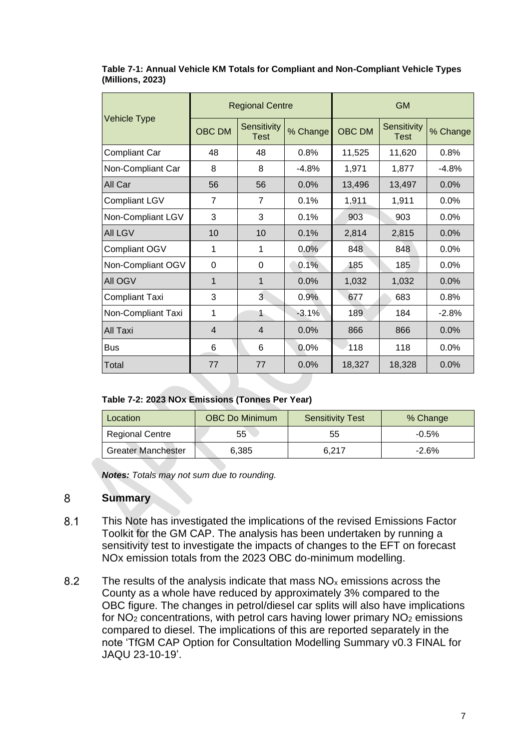**Table 7-1: Annual Vehicle KM Totals for Compliant and Non-Compliant Vehicle Types (Millions, 2023)**

| Vehicle Type | Regional Centre | | | GM | | |
|---|---|---|---|---|---|---|
| | OBC DM | Sensitivity Test | % Change | OBC DM | Sensitivity Test | % Change |
| Compliant Car | 48 | 48 | 0.8% | 11,525 | 11,620 | 0.8% |
| Non-Compliant Car | 8 | 8 | -4.8% | 1,971 | 1,877 | -4.8% |
| All Car | 56 | 56 | 0.0% | 13,496 | 13,497 | 0.0% |
| Compliant LGV | 7 | 7 | 0.1% | 1,911 | 1,911 | 0.0% |
| Non-Compliant LGV | 3 | 3 | 0.1% | 903 | 903 | 0.0% |
| All LGV | 10 | 10 | 0.1% | 2,814 | 2,815 | 0.0% |
| Compliant OGV | 1 | 1 | 0.0% | 848 | 848 | 0.0% |
| Non-Compliant OGV | 0 | 0 | 0.1% | 185 | 185 | 0.0% |
| All OGV | 1 | 1 | 0.0% | 1,032 | 1,032 | 0.0% |
| Compliant Taxi | 3 | 3 | 0.9% | 677 | 683 | 0.8% |
| Non-Compliant Taxi | 1 | 1 | -3.1% | 189 | 184 | -2.8% |
| All Taxi | 4 | 4 | 0.0% | 866 | 866 | 0.0% |
| Bus | 6 | 6 | 0.0% | 118 | 118 | 0.0% |
| Total | 77 | 77 | 0.0% | 18,327 | 18,328 | 0.0% |

**Table 7-2: 2023 NOx Emissions (Tonnes Per Year)**

| Location | OBC Do Minimum | Sensitivity Test | % Change |
|---|---|---|---|
| Regional Centre | 55 | 55 | -0.5% |
| Greater Manchester | 6,385 | 6,217 | -2.6% |

***Notes:*** *Totals may not sum due to rounding.*

## 8 Summary

8.1 This Note has investigated the implications of the revised Emissions Factor Toolkit for the GM CAP. The analysis has been undertaken by running a sensitivity test to investigate the impacts of changes to the EFT on forecast NOx emission totals from the 2023 OBC do-minimum modelling.

8.2 The results of the analysis indicate that mass $NO_x$ emissions across the County as a whole have reduced by approximately 3% compared to the OBC figure. The changes in petrol/diesel car splits will also have implications for $NO_2$ concentrations, with petrol cars having lower primary $NO_2$ emissions compared to diesel. The implications of this are reported separately in the note 'TfGM CAP Option for Consultation Modelling Summary v0.3 FINAL for JAQU 23-10-19'.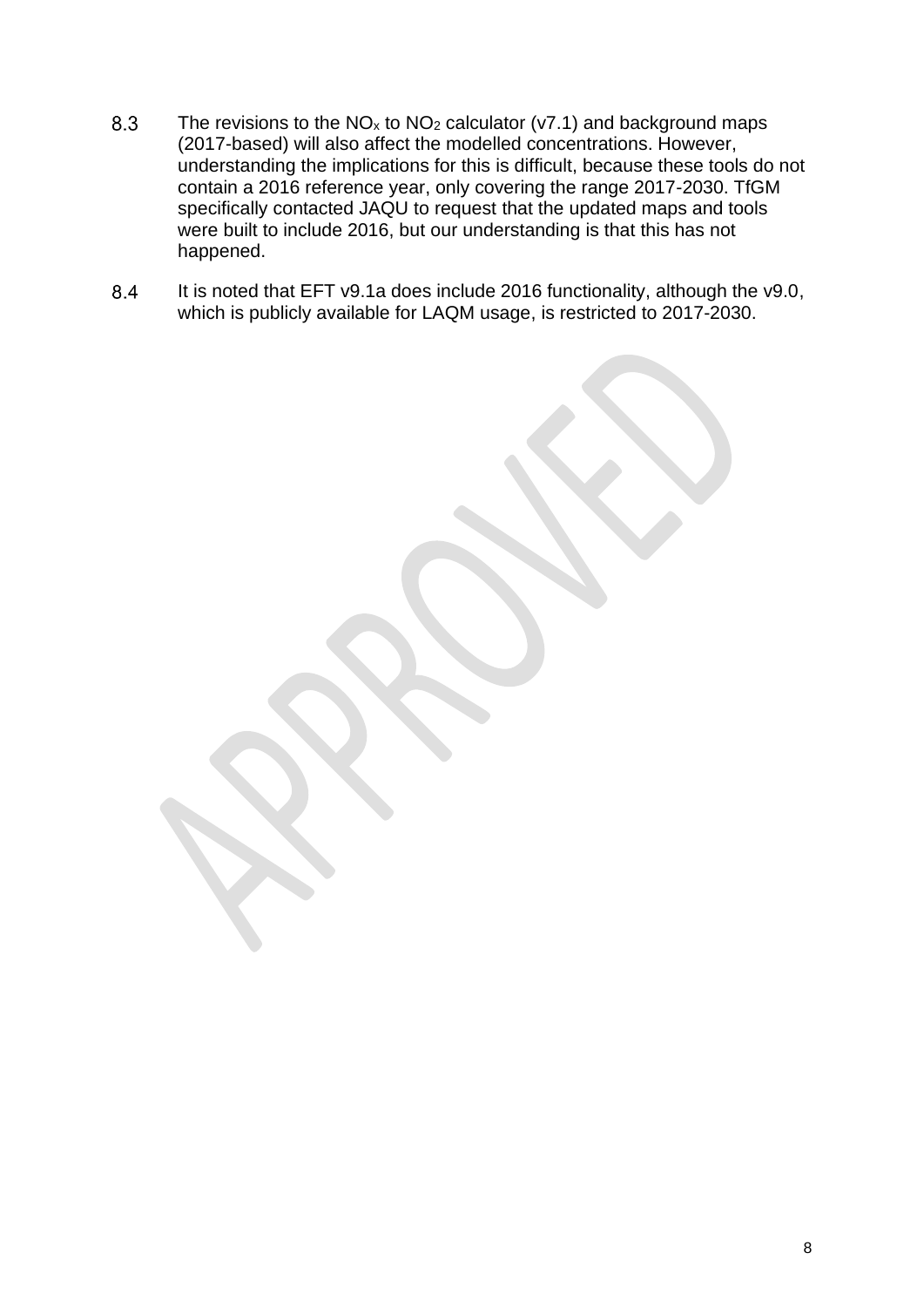8.3 The revisions to the $NO_x$ to $NO_2$ calculator (v7.1) and background maps (2017-based) will also affect the modelled concentrations. However, understanding the implications for this is difficult, because these tools do not contain a 2016 reference year, only covering the range 2017-2030. TfGM specifically contacted JAQU to request that the updated maps and tools were built to include 2016, but our understanding is that this has not happened.

8.4 It is noted that EFT v9.1a does include 2016 functionality, although the v9.0, which is publicly available for LAQM usage, is restricted to 2017-2030.